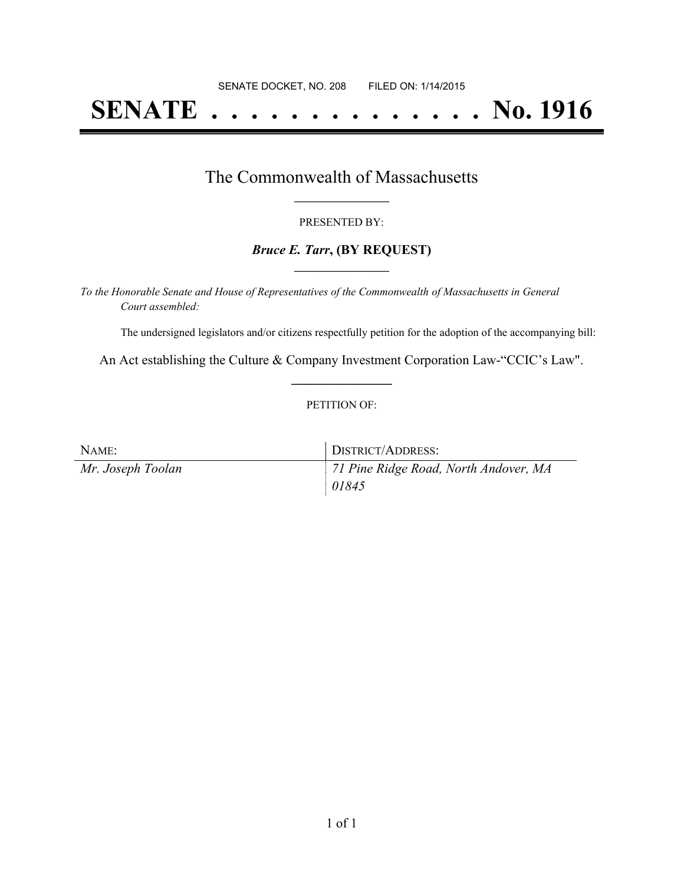SENATE DOCKET, NO. 208        FILED ON: 1/14/2015

# SENATE . . . . . . . . . . . . . . No. 1916

## The Commonwealth of Massachusetts

PRESENTED BY:

***Bruce E. Tarr*, (BY REQUEST)**

*To the Honorable Senate and House of Representatives of the Commonwealth of Massachusetts in General Court assembled:*

The undersigned legislators and/or citizens respectfully petition for the adoption of the accompanying bill:

An Act establishing the Culture & Company Investment Corporation Law-"CCIC's Law".

PETITION OF:

| NAME: | DISTRICT/ADDRESS: |
| --- | --- |
| *Mr. Joseph Toolan* | *71 Pine Ridge Road, North Andover, MA 01845* |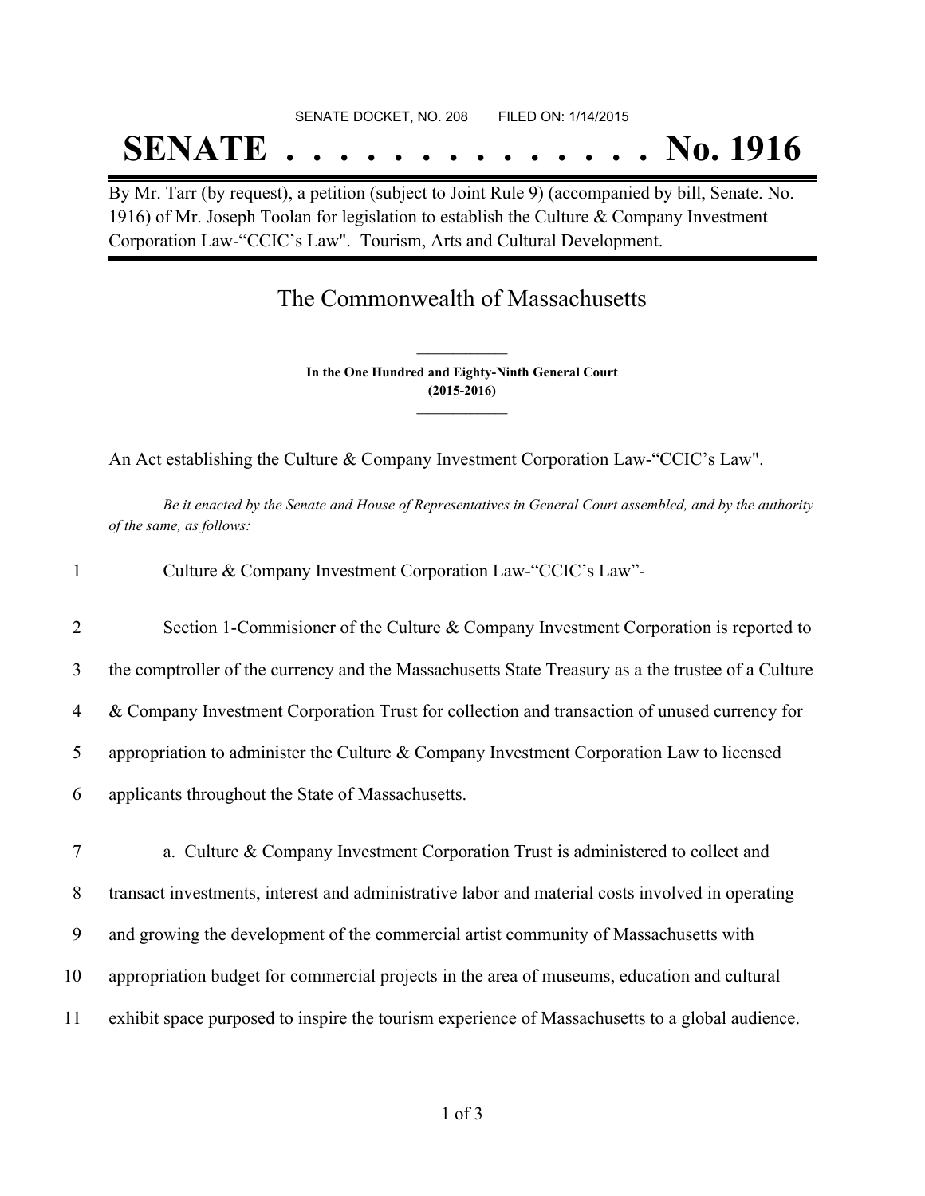SENATE DOCKET, NO. 208 FILED ON: 1/14/2015

# SENATE . . . . . . . . . . . . . . No. 1916

By Mr. Tarr (by request), a petition (subject to Joint Rule 9) (accompanied by bill, Senate. No. 1916) of Mr. Joseph Toolan for legislation to establish the Culture & Company Investment Corporation Law-"CCIC's Law". Tourism, Arts and Cultural Development.

## The Commonwealth of Massachusetts

**In the One Hundred and Eighty-Ninth General Court**
**(2015-2016)**

An Act establishing the Culture & Company Investment Corporation Law-"CCIC's Law".

*Be it enacted by the Senate and House of Representatives in General Court assembled, and by the authority of the same, as follows:*

1 Culture & Company Investment Corporation Law-"CCIC's Law"-

2 Section 1-Commisioner of the Culture & Company Investment Corporation is reported to
3 the comptroller of the currency and the Massachusetts State Treasury as a the trustee of a Culture
4 & Company Investment Corporation Trust for collection and transaction of unused currency for
5 appropriation to administer the Culture & Company Investment Corporation Law to licensed
6 applicants throughout the State of Massachusetts.

7 a. Culture & Company Investment Corporation Trust is administered to collect and
8 transact investments, interest and administrative labor and material costs involved in operating
9 and growing the development of the commercial artist community of Massachusetts with
10 appropriation budget for commercial projects in the area of museums, education and cultural
11 exhibit space purposed to inspire the tourism experience of Massachusetts to a global audience.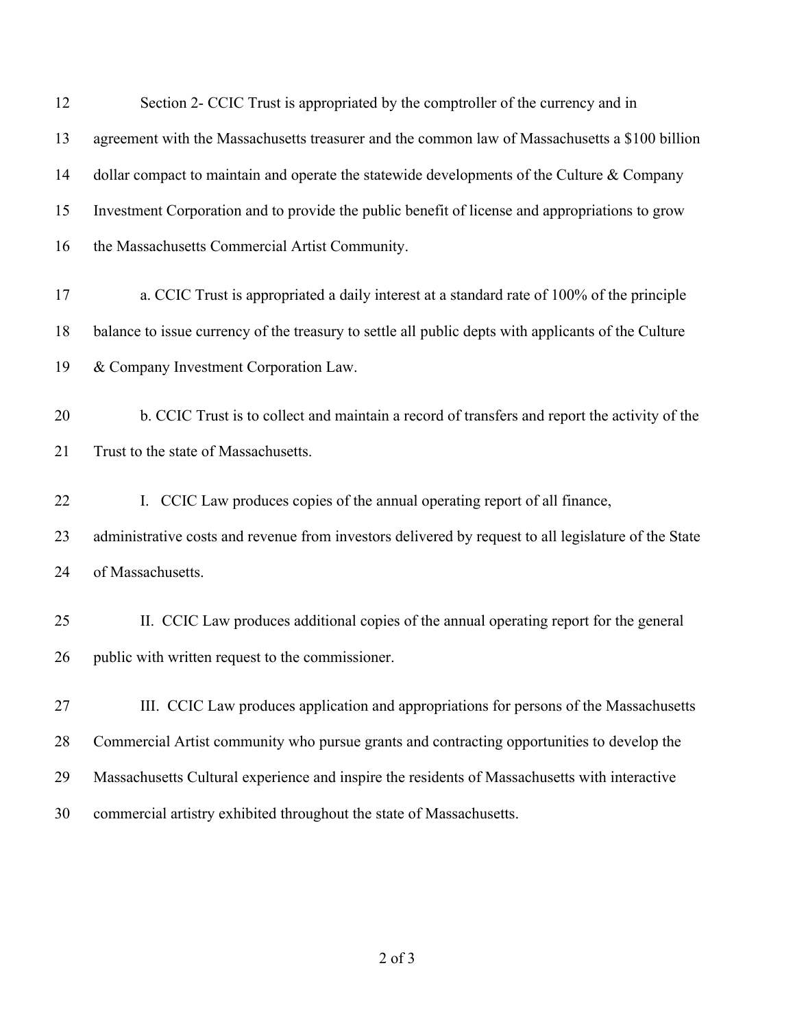Section 2- CCIC Trust is appropriated by the comptroller of the currency and in agreement with the Massachusetts treasurer and the common law of Massachusetts a $100 billion dollar compact to maintain and operate the statewide developments of the Culture & Company Investment Corporation and to provide the public benefit of license and appropriations to grow the Massachusetts Commercial Artist Community.

a. CCIC Trust is appropriated a daily interest at a standard rate of 100% of the principle balance to issue currency of the treasury to settle all public depts with applicants of the Culture & Company Investment Corporation Law.

b. CCIC Trust is to collect and maintain a record of transfers and report the activity of the Trust to the state of Massachusetts.

I. CCIC Law produces copies of the annual operating report of all finance, administrative costs and revenue from investors delivered by request to all legislature of the State of Massachusetts.

II. CCIC Law produces additional copies of the annual operating report for the general public with written request to the commissioner.

III. CCIC Law produces application and appropriations for persons of the Massachusetts Commercial Artist community who pursue grants and contracting opportunities to develop the Massachusetts Cultural experience and inspire the residents of Massachusetts with interactive commercial artistry exhibited throughout the state of Massachusetts.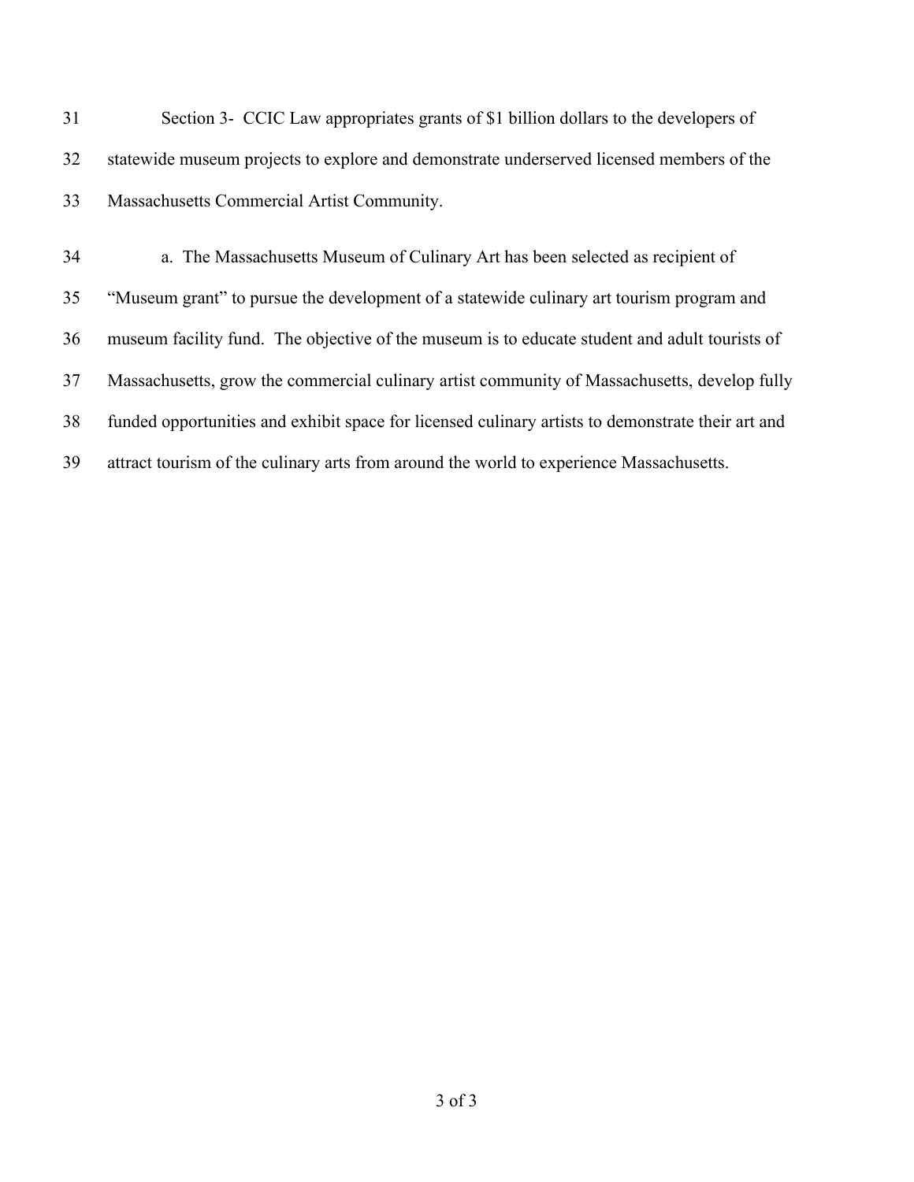Section 3- CCIC Law appropriates grants of $1 billion dollars to the developers of statewide museum projects to explore and demonstrate underserved licensed members of the Massachusetts Commercial Artist Community.

a. The Massachusetts Museum of Culinary Art has been selected as recipient of "Museum grant" to pursue the development of a statewide culinary art tourism program and museum facility fund. The objective of the museum is to educate student and adult tourists of Massachusetts, grow the commercial culinary artist community of Massachusetts, develop fully funded opportunities and exhibit space for licensed culinary artists to demonstrate their art and attract tourism of the culinary arts from around the world to experience Massachusetts.